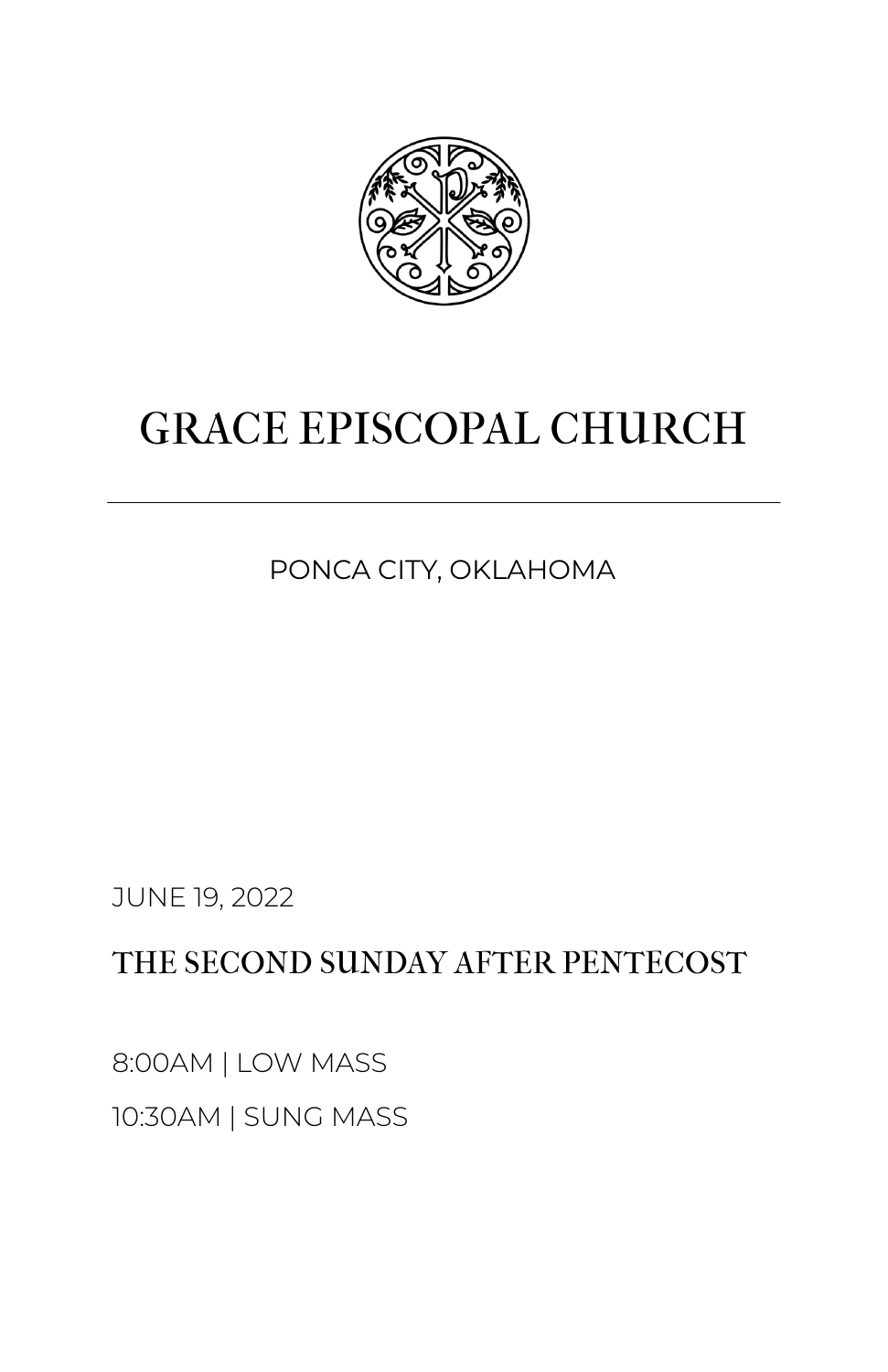# GRACE EPISCOPAL CHURCH

PONCA CITY, OKLAHOMA

JUNE 19, 2022

## THE SECOND SUNDAY AFTER PENTECOST

8:00AM | LOW MASS

10:30AM | SUNG MASS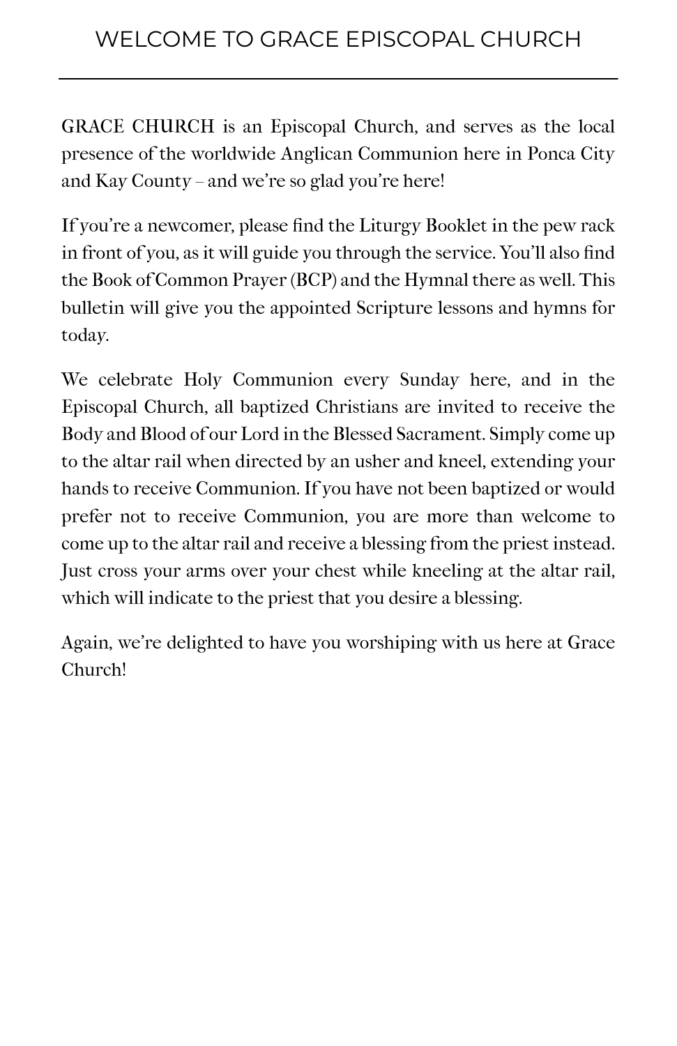# WELCOME TO GRACE EPISCOPAL CHURCH

GRACE CHURCH is an Episcopal Church, and serves as the local presence of the worldwide Anglican Communion here in Ponca City and Kay County – and we're so glad you're here!

If you're a newcomer, please find the Liturgy Booklet in the pew rack in front of you, as it will guide you through the service. You'll also find the Book of Common Prayer (BCP) and the Hymnal there as well. This bulletin will give you the appointed Scripture lessons and hymns for today.

We celebrate Holy Communion every Sunday here, and in the Episcopal Church, all baptized Christians are invited to receive the Body and Blood of our Lord in the Blessed Sacrament. Simply come up to the altar rail when directed by an usher and kneel, extending your hands to receive Communion. If you have not been baptized or would prefer not to receive Communion, you are more than welcome to come up to the altar rail and receive a blessing from the priest instead. Just cross your arms over your chest while kneeling at the altar rail, which will indicate to the priest that you desire a blessing.

Again, we're delighted to have you worshiping with us here at Grace Church!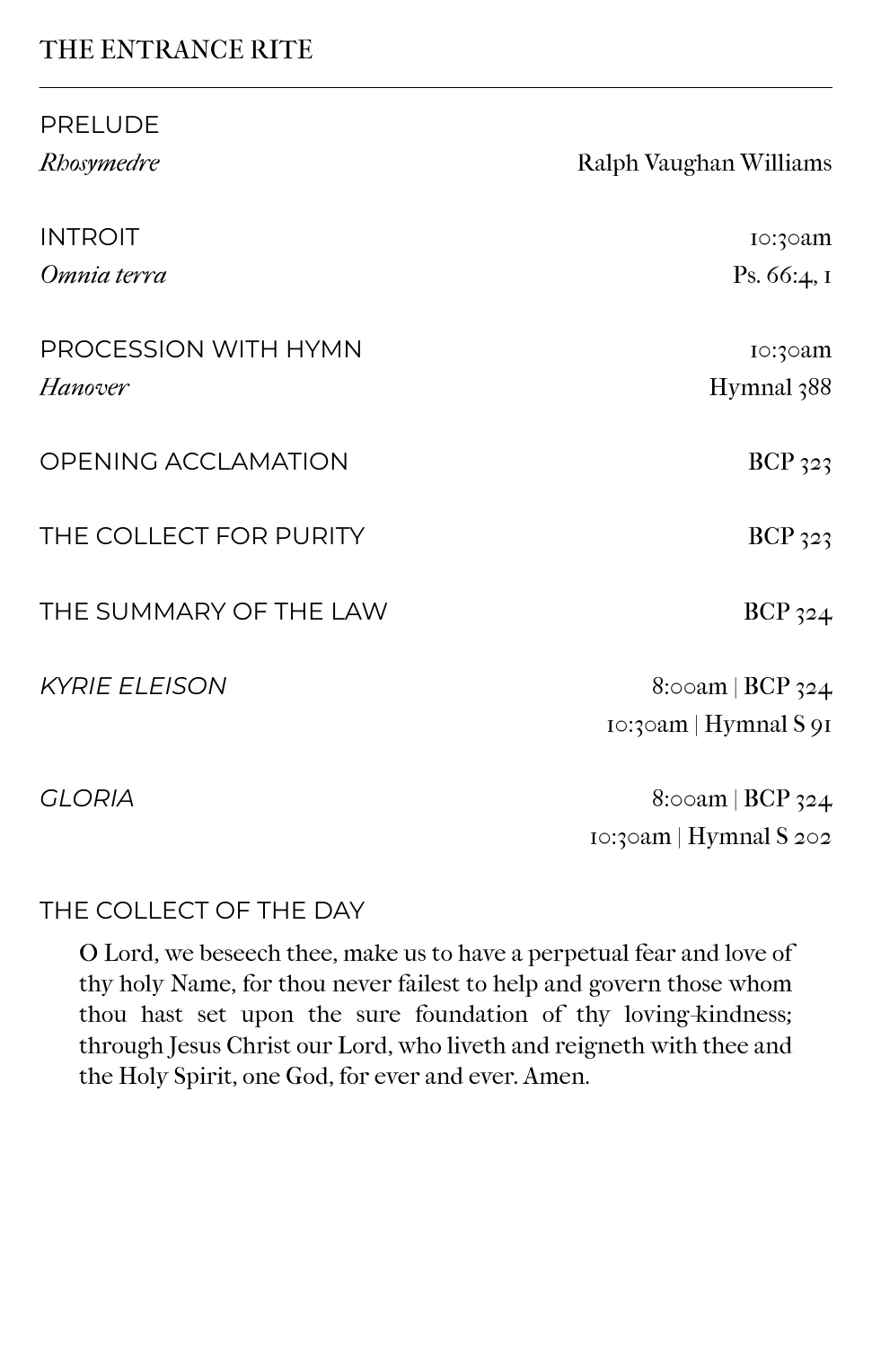## THE ENTRANCE RITE

---

PRELUDE

*Rhosymedre* — Ralph Vaughan Williams

INTROIT — 10:30am

*Omnia terra* — Ps. 66:4, 1

PROCESSION WITH HYMN — 10:30am

*Hanover* — Hymnal 388

OPENING ACCLAMATION — BCP 323

THE COLLECT FOR PURITY — BCP 323

THE SUMMARY OF THE LAW — BCP 324

*KYRIE ELEISON* — 8:00am | BCP 324
10:30am | Hymnal S 91

*GLORIA* — 8:00am | BCP 324
10:30am | Hymnal S 202

THE COLLECT OF THE DAY

O Lord, we beseech thee, make us to have a perpetual fear and love of thy holy Name, for thou never failest to help and govern those whom thou hast set upon the sure foundation of thy loving-kindness; through Jesus Christ our Lord, who liveth and reigneth with thee and the Holy Spirit, one God, for ever and ever. Amen.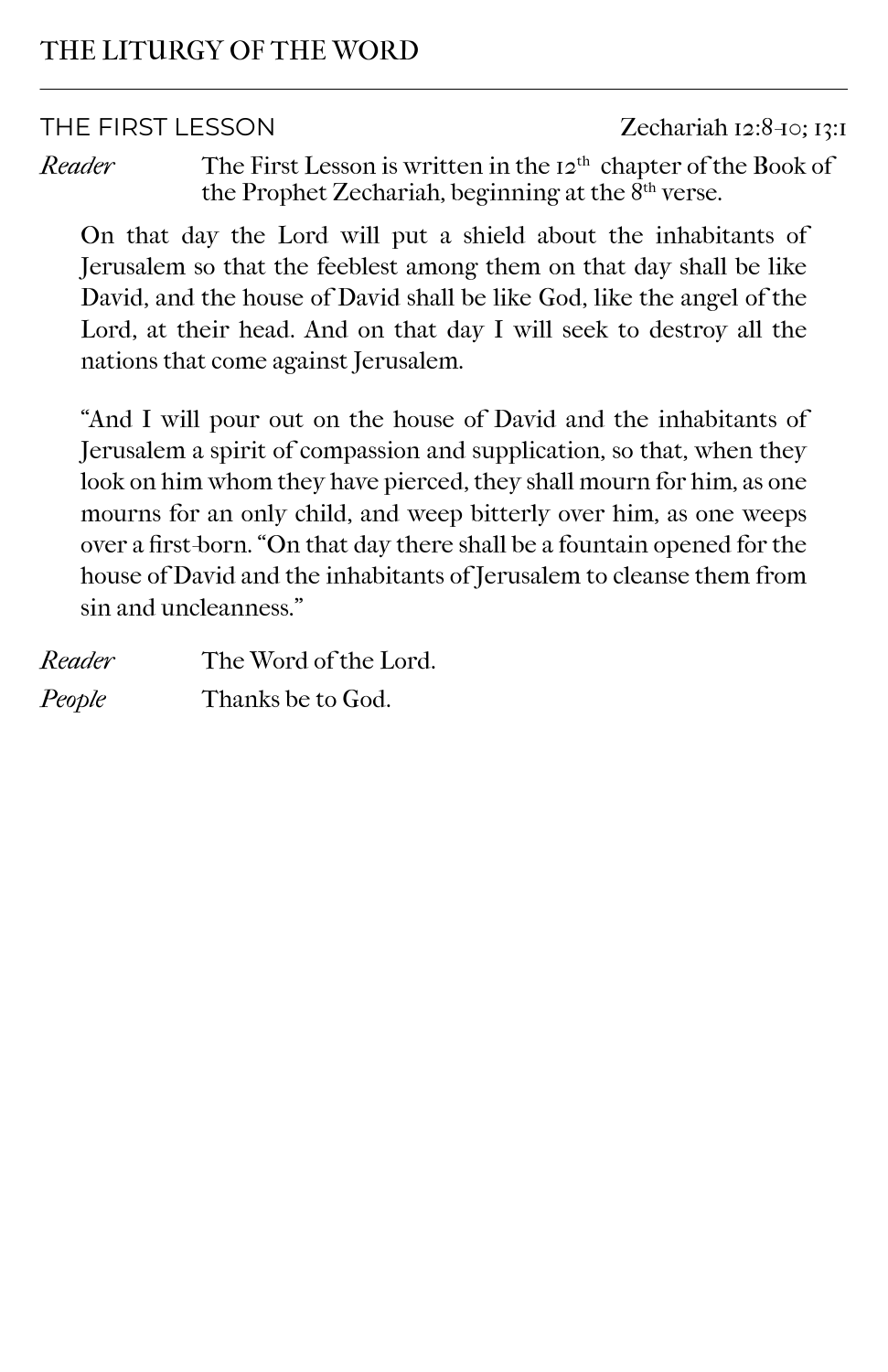# THE LITURGY OF THE WORD

## THE FIRST LESSON

Zechariah 12:8-10; 13:1

*Reader* The First Lesson is written in the 12th chapter of the Book of the Prophet Zechariah, beginning at the 8th verse.

On that day the Lord will put a shield about the inhabitants of Jerusalem so that the feeblest among them on that day shall be like David, and the house of David shall be like God, like the angel of the Lord, at their head. And on that day I will seek to destroy all the nations that come against Jerusalem.

"And I will pour out on the house of David and the inhabitants of Jerusalem a spirit of compassion and supplication, so that, when they look on him whom they have pierced, they shall mourn for him, as one mourns for an only child, and weep bitterly over him, as one weeps over a first-born. "On that day there shall be a fountain opened for the house of David and the inhabitants of Jerusalem to cleanse them from sin and uncleanness."

*Reader* The Word of the Lord.

*People* Thanks be to God.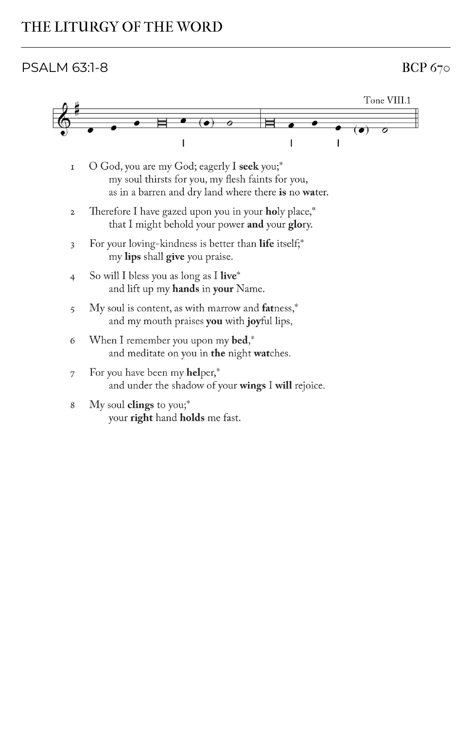# THE LITURGY OF THE WORD

## PSALM 63:1-8

BCP 670

Tone VIII.1

1 O God, you are my God; eagerly I **seek** you;*
my soul thirsts for you, my flesh faints for you,
as in a barren and dry land where there **is** no **wa**ter.

2 Therefore I have gazed upon you in your **ho**ly place,*
that I might behold your power **and** your **glo**ry.

3 For your loving-kindness is better than **life** itself;*
my **lips** shall **give** you praise.

4 So will I bless you as long as I **live***
and lift up my **hands** in **your** Name.

5 My soul is content, as with marrow and **fat**ness,*
and my mouth praises **you** with **joy**ful lips,

6 When I remember you upon my **bed**,*
and meditate on you in **the** night **wat**ches.

7 For you have been my **hel**per,*
and under the shadow of your **wings** I **will** rejoice.

8 My soul **clings** to you;*
your **right** hand **holds** me fast.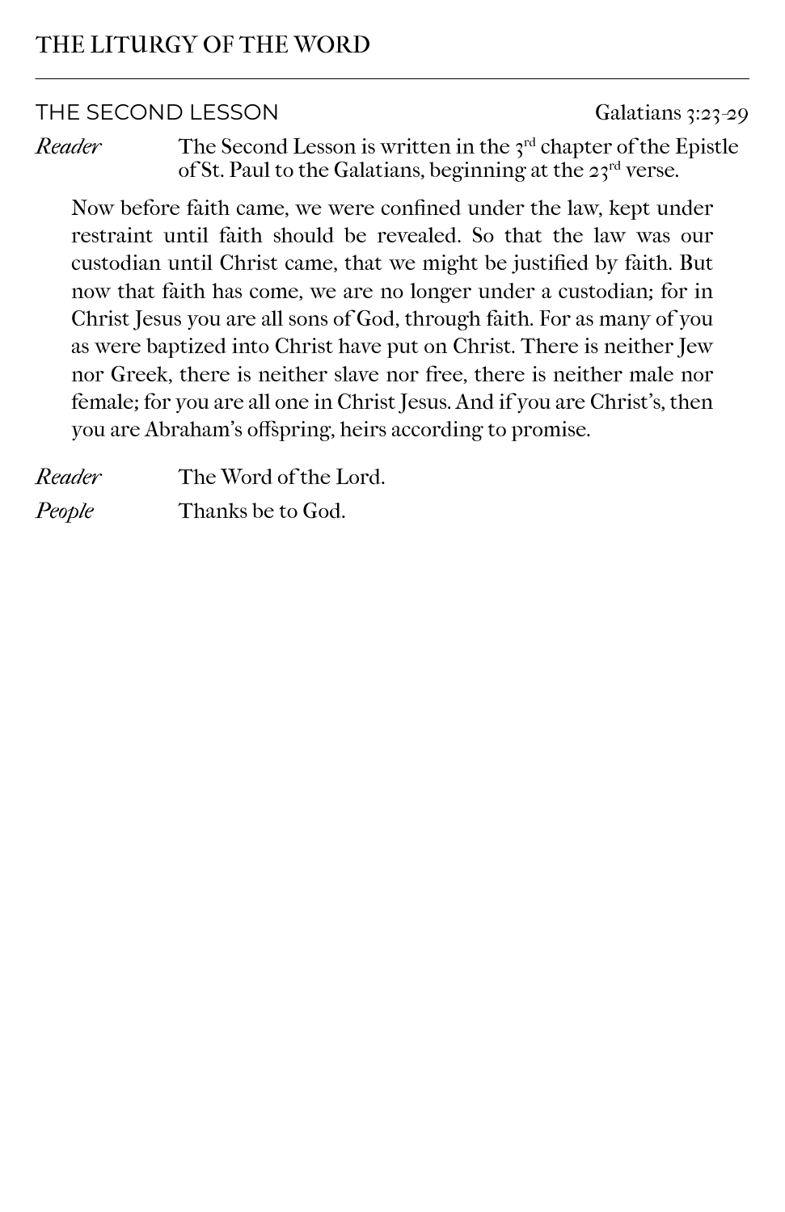# THE LITURGY OF THE WORD

## THE SECOND LESSON

Galatians 3:23-29

*Reader* The Second Lesson is written in the 3rd chapter of the Epistle of St. Paul to the Galatians, beginning at the 23rd verse.

Now before faith came, we were confined under the law, kept under restraint until faith should be revealed. So that the law was our custodian until Christ came, that we might be justified by faith. But now that faith has come, we are no longer under a custodian; for in Christ Jesus you are all sons of God, through faith. For as many of you as were baptized into Christ have put on Christ. There is neither Jew nor Greek, there is neither slave nor free, there is neither male nor female; for you are all one in Christ Jesus. And if you are Christ's, then you are Abraham's offspring, heirs according to promise.

*Reader* The Word of the Lord.

*People* Thanks be to God.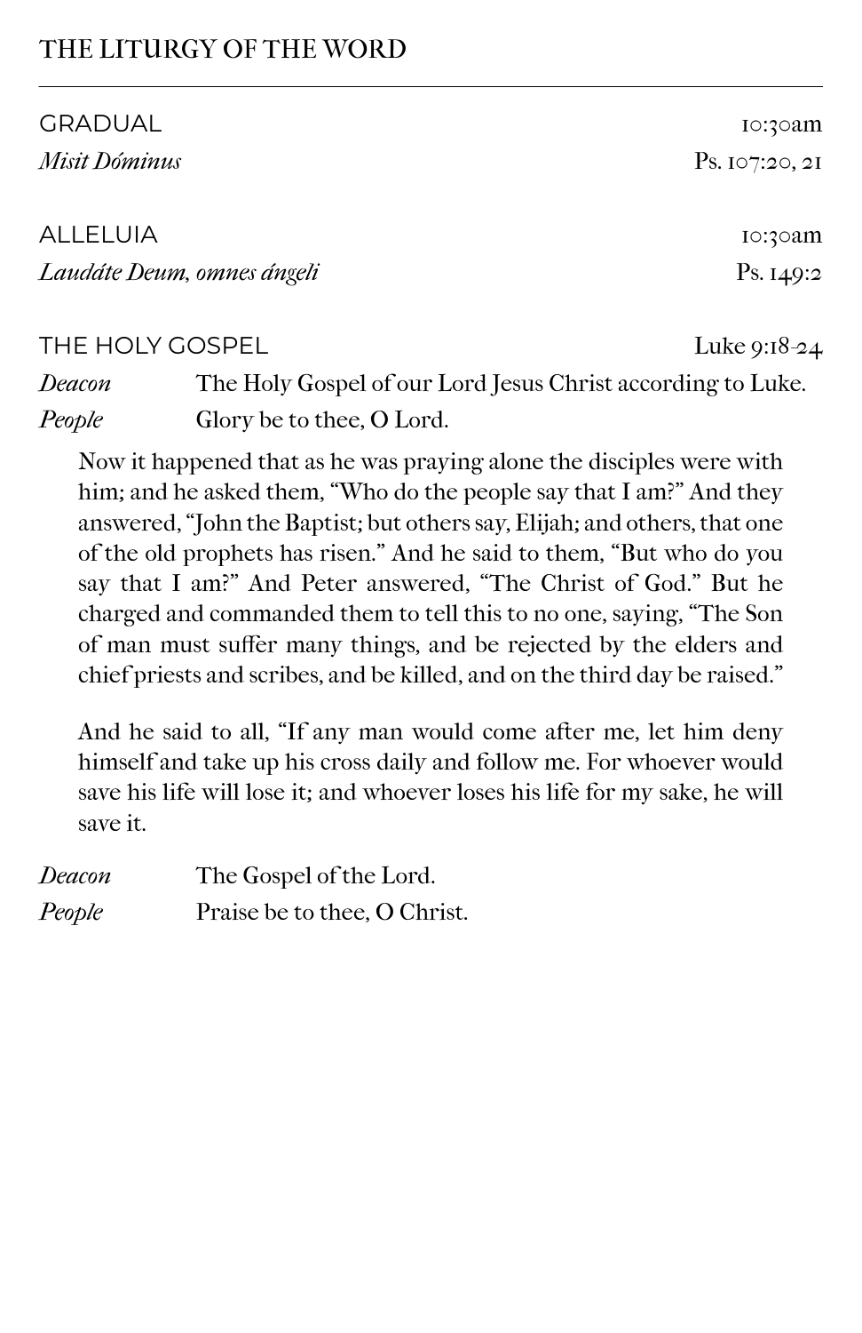## THE LITURGY OF THE WORD

GRADUAL — 10:30am

*Misit Dóminus* — Ps. 107:20, 21

ALLELUIA — 10:30am

*Laudáte Deum, omnes ángeli* — Ps. 149:2

THE HOLY GOSPEL — Luke 9:18-24

*Deacon* The Holy Gospel of our Lord Jesus Christ according to Luke.

*People* Glory be to thee, O Lord.

Now it happened that as he was praying alone the disciples were with him; and he asked them, "Who do the people say that I am?" And they answered, "John the Baptist; but others say, Elijah; and others, that one of the old prophets has risen." And he said to them, "But who do you say that I am?" And Peter answered, "The Christ of God." But he charged and commanded them to tell this to no one, saying, "The Son of man must suffer many things, and be rejected by the elders and chief priests and scribes, and be killed, and on the third day be raised."

And he said to all, "If any man would come after me, let him deny himself and take up his cross daily and follow me. For whoever would save his life will lose it; and whoever loses his life for my sake, he will save it.

*Deacon* The Gospel of the Lord.

*People* Praise be to thee, O Christ.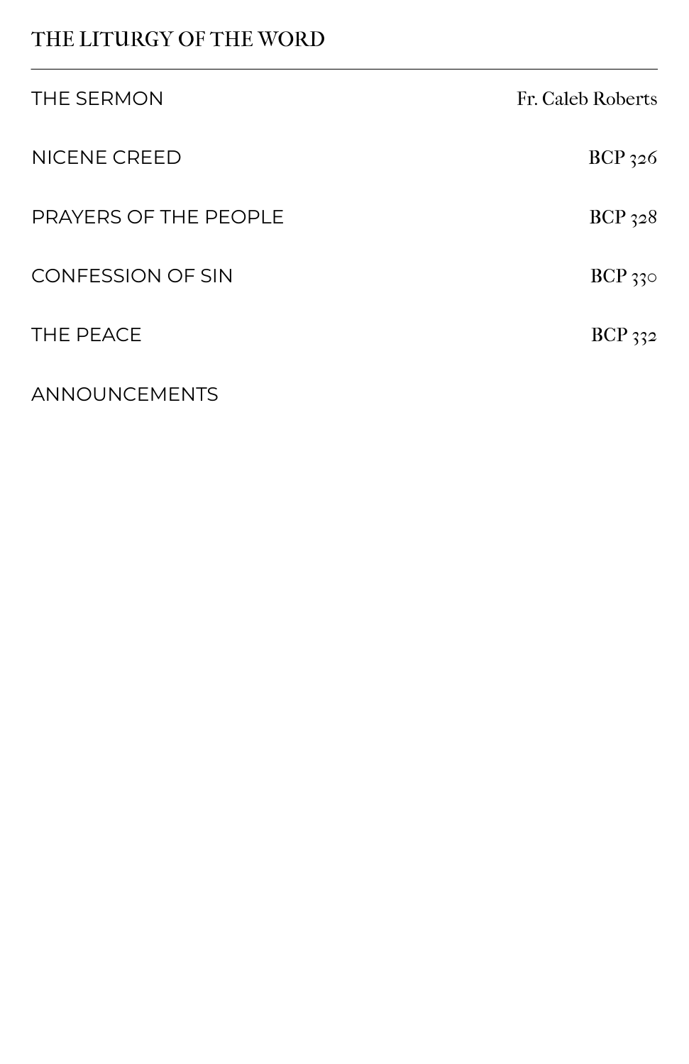## THE LITURGY OF THE WORD

---

THE SERMON — Fr. Caleb Roberts

NICENE CREED — BCP 326

PRAYERS OF THE PEOPLE — BCP 328

CONFESSION OF SIN — BCP 330

THE PEACE — BCP 332

ANNOUNCEMENTS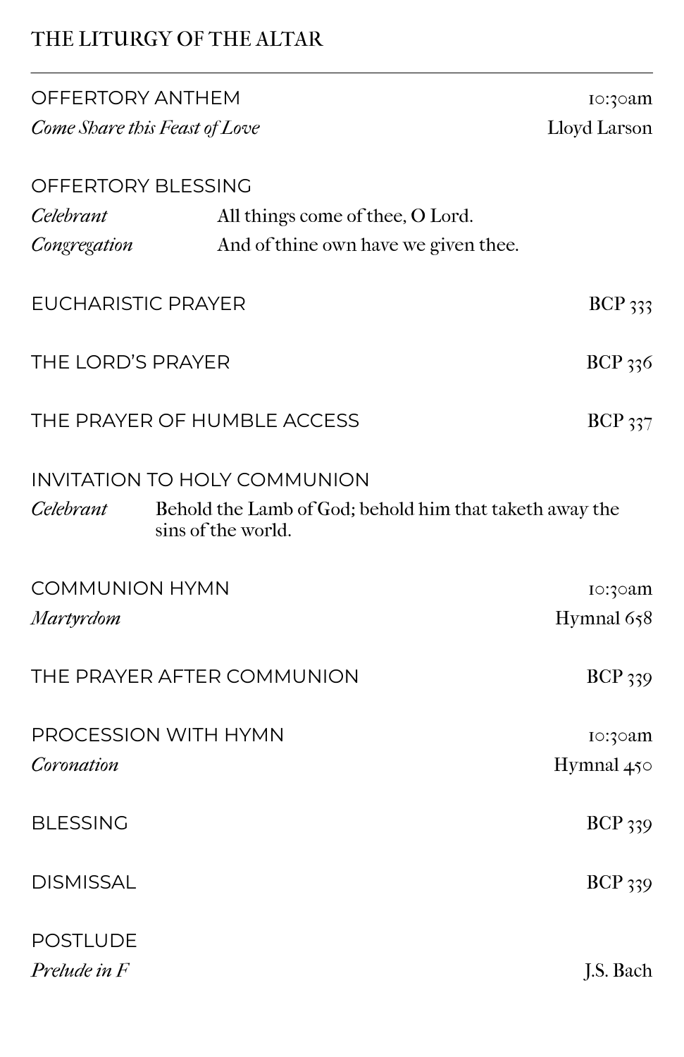## THE LITURGY OF THE ALTAR

---

OFFERTORY ANTHEM — 10:30am

*Come Share this Feast of Love* — Lloyd Larson

OFFERTORY BLESSING

*Celebrant* — All things come of thee, O Lord.

*Congregation* — And of thine own have we given thee.

EUCHARISTIC PRAYER — BCP 333

THE LORD'S PRAYER — BCP 336

THE PRAYER OF HUMBLE ACCESS — BCP 337

INVITATION TO HOLY COMMUNION

*Celebrant* — Behold the Lamb of God; behold him that taketh away the sins of the world.

COMMUNION HYMN — 10:30am

*Martyrdom* — Hymnal 658

THE PRAYER AFTER COMMUNION — BCP 339

PROCESSION WITH HYMN — 10:30am

*Coronation* — Hymnal 450

BLESSING — BCP 339

DISMISSAL — BCP 339

POSTLUDE

*Prelude in F* — J.S. Bach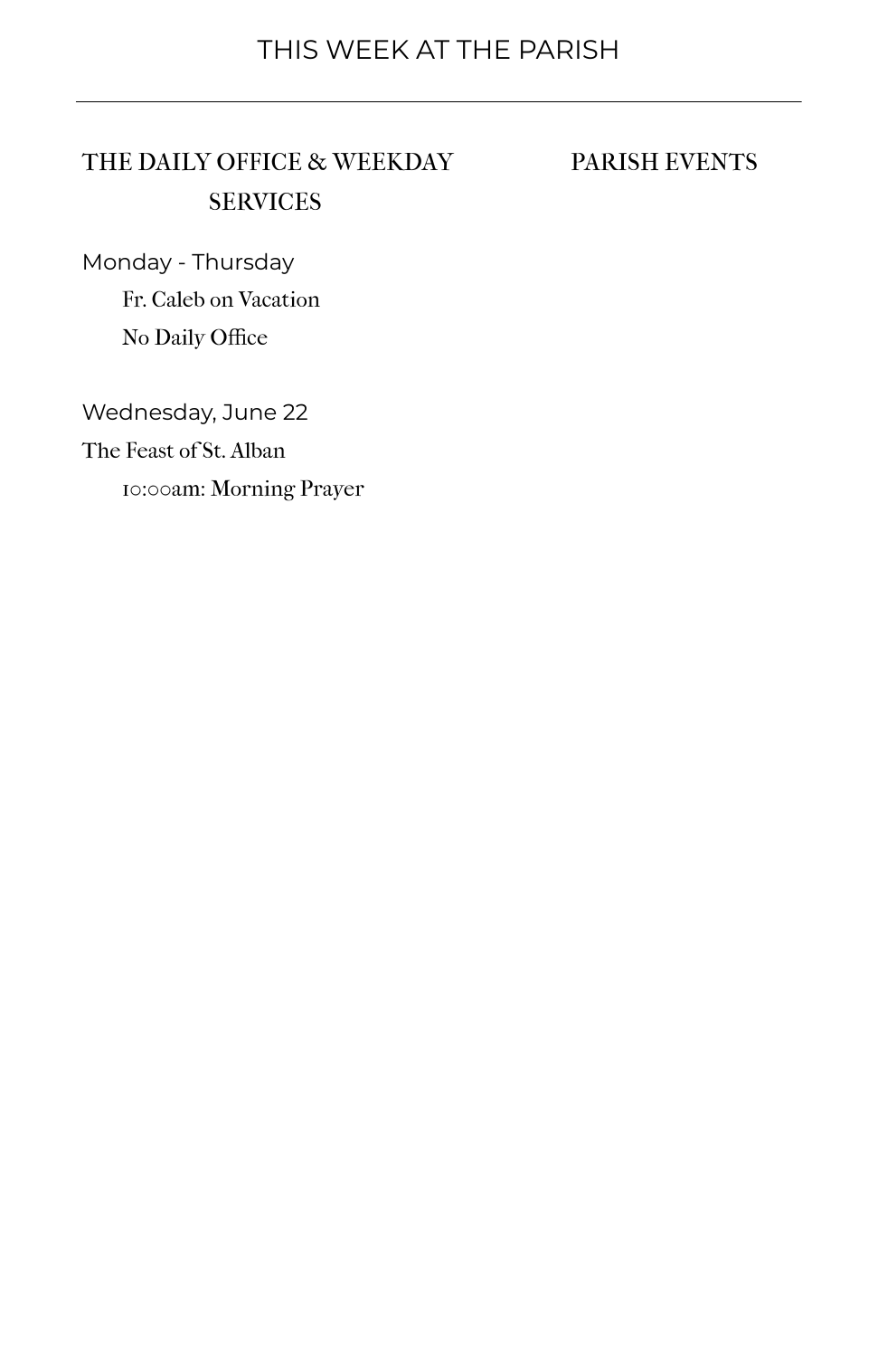# THIS WEEK AT THE PARISH

## THE DAILY OFFICE & WEEKDAY SERVICES

Monday - Thursday

Fr. Caleb on Vacation

No Daily Office

Wednesday, June 22

The Feast of St. Alban

10:00am: Morning Prayer

## PARISH EVENTS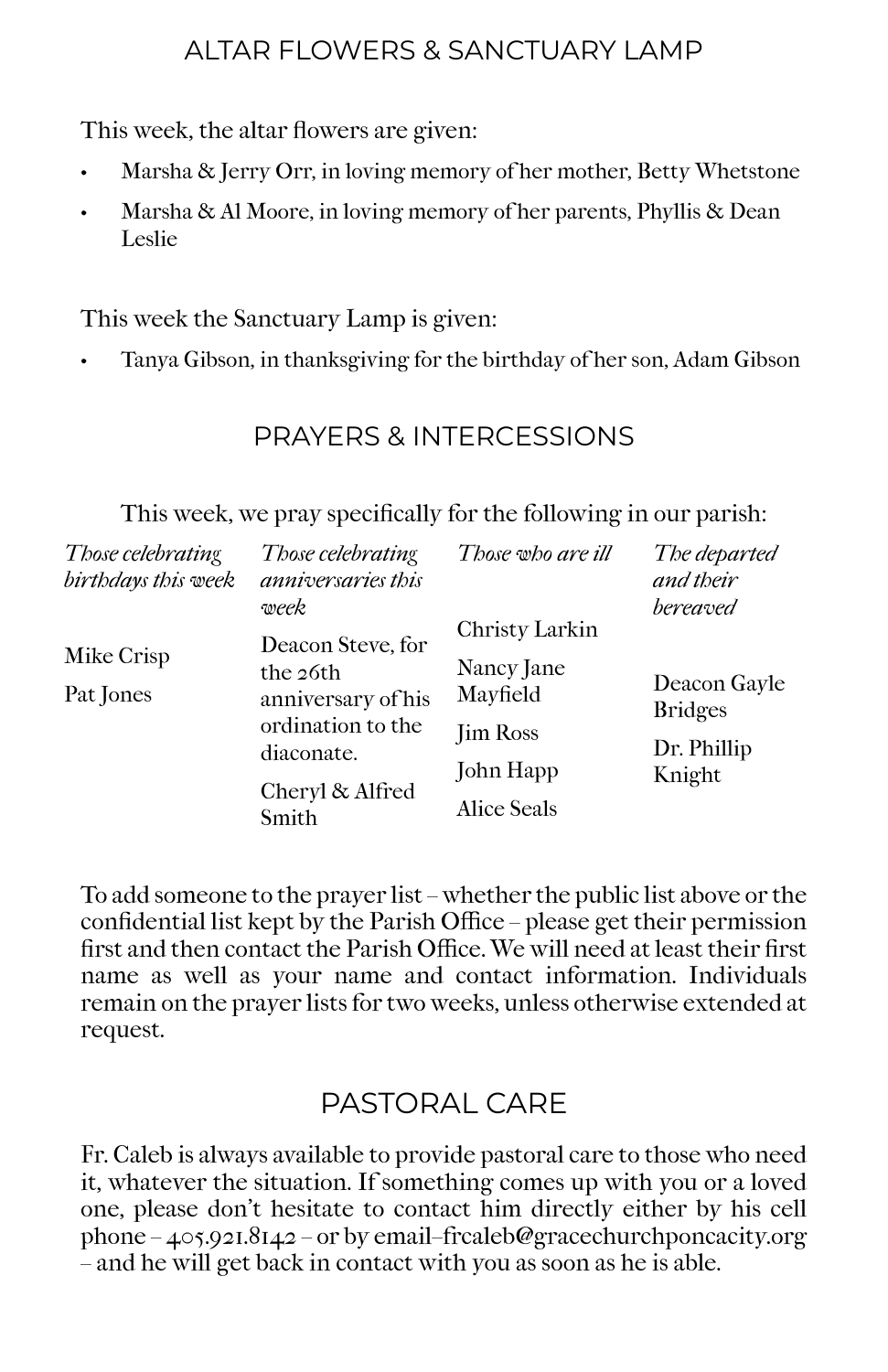## ALTAR FLOWERS & SANCTUARY LAMP

This week, the altar flowers are given:

- Marsha & Jerry Orr, in loving memory of her mother, Betty Whetstone
- Marsha & Al Moore, in loving memory of her parents, Phyllis & Dean Leslie

This week the Sanctuary Lamp is given:

- Tanya Gibson, in thanksgiving for the birthday of her son, Adam Gibson

## PRAYERS & INTERCESSIONS

This week, we pray specifically for the following in our parish:

| *Those celebrating birthdays this week* | *Those celebrating anniversaries this week* | *Those who are ill* | *The departed and their bereaved* |
|---|---|---|---|
| Mike Crisp | Deacon Steve, for the 26th anniversary of his ordination to the diaconate. | Christy Larkin | Deacon Gayle Bridges |
| Pat Jones | Cheryl & Alfred Smith | Nancy Jane Mayfield | Dr. Phillip Knight |
| | | Jim Ross | |
| | | John Happ | |
| | | Alice Seals | |

To add someone to the prayer list – whether the public list above or the confidential list kept by the Parish Office – please get their permission first and then contact the Parish Office. We will need at least their first name as well as your name and contact information. Individuals remain on the prayer lists for two weeks, unless otherwise extended at request.

## PASTORAL CARE

Fr. Caleb is always available to provide pastoral care to those who need it, whatever the situation. If something comes up with you or a loved one, please don't hesitate to contact him directly either by his cell phone – 405.921.8142 – or by email–frcaleb@gracechurchponcacity.org – and he will get back in contact with you as soon as he is able.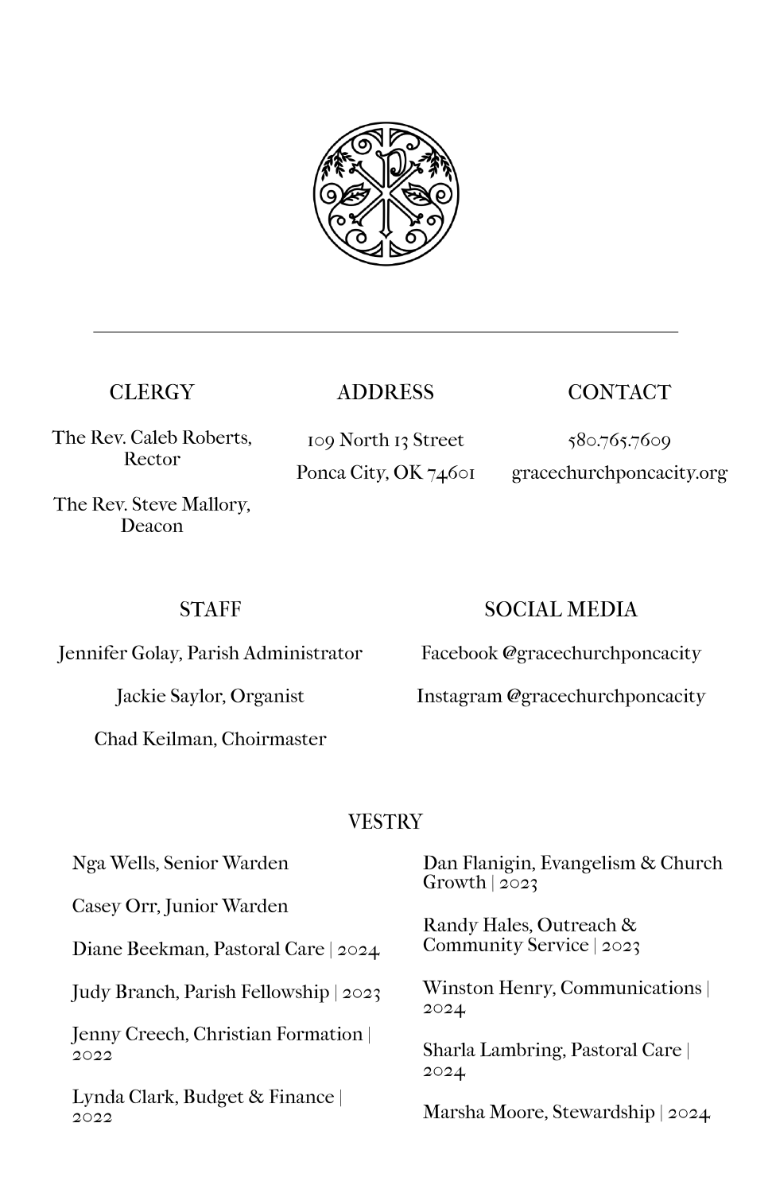## CLERGY

The Rev. Caleb Roberts, Rector

The Rev. Steve Mallory, Deacon

## ADDRESS

109 North 13 Street

Ponca City, OK 74601

## CONTACT

580.765.7609

gracechurchponcacity.org

## STAFF

Jennifer Golay, Parish Administrator

Jackie Saylor, Organist

Chad Keilman, Choirmaster

## SOCIAL MEDIA

Facebook @gracechurchponcacity

Instagram @gracechurchponcacity

## VESTRY

Nga Wells, Senior Warden

Casey Orr, Junior Warden

Diane Beekman, Pastoral Care | 2024

Judy Branch, Parish Fellowship | 2023

Jenny Creech, Christian Formation | 2022

Lynda Clark, Budget & Finance | 2022

Dan Flanigin, Evangelism & Church Growth | 2023

Randy Hales, Outreach & Community Service | 2023

Winston Henry, Communications | 2024

Sharla Lambring, Pastoral Care | 2024

Marsha Moore, Stewardship | 2024